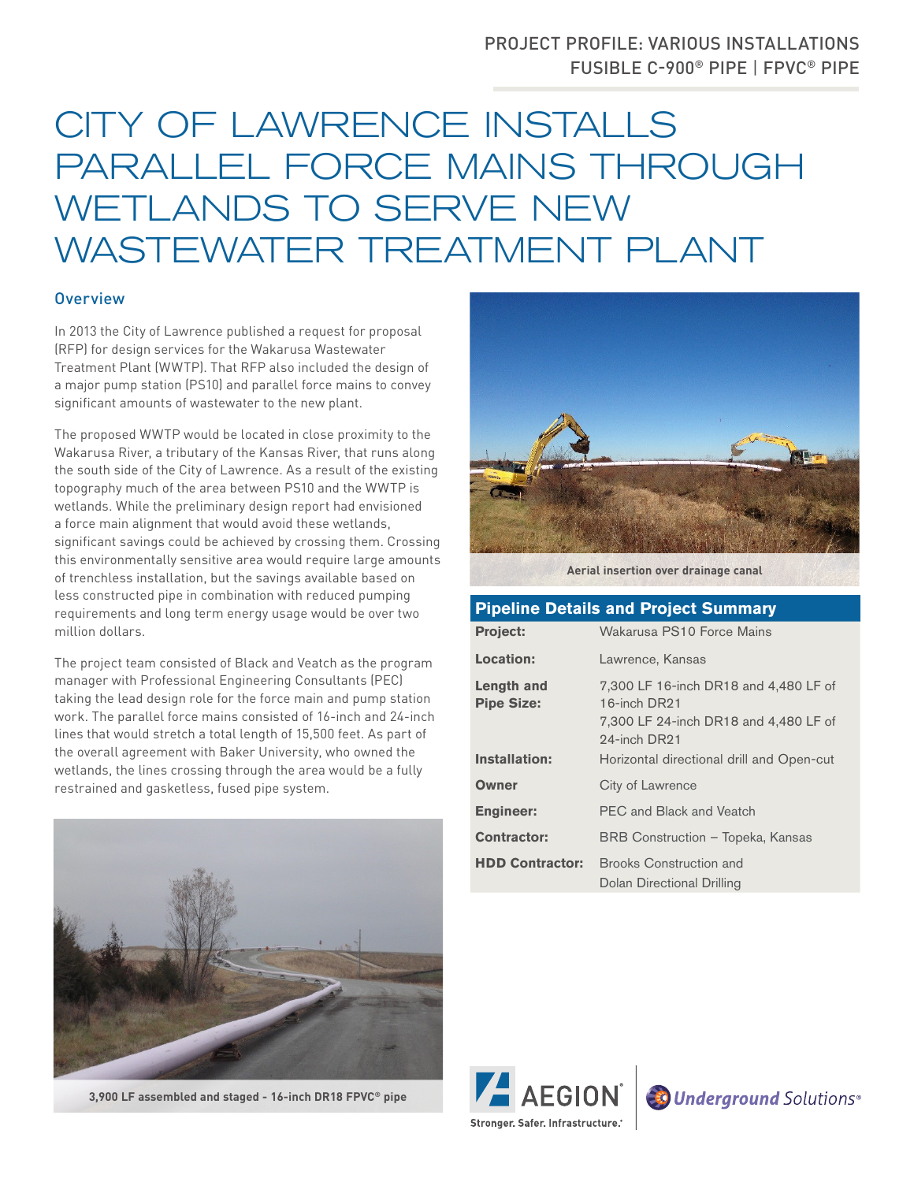PROJECT PROFILE: VARIOUS INSTALLATIONS
FUSIBLE C-900® PIPE | FPVC® PIPE

# CITY OF LAWRENCE INSTALLS PARALLEL FORCE MAINS THROUGH WETLANDS TO SERVE NEW WASTEWATER TREATMENT PLANT

## Overview

In 2013 the City of Lawrence published a request for proposal (RFP) for design services for the Wakarusa Wastewater Treatment Plant (WWTP). That RFP also included the design of a major pump station (PS10) and parallel force mains to convey significant amounts of wastewater to the new plant.

The proposed WWTP would be located in close proximity to the Wakarusa River, a tributary of the Kansas River, that runs along the south side of the City of Lawrence. As a result of the existing topography much of the area between PS10 and the WWTP is wetlands. While the preliminary design report had envisioned a force main alignment that would avoid these wetlands, significant savings could be achieved by crossing them. Crossing this environmentally sensitive area would require large amounts of trenchless installation, but the savings available based on less constructed pipe in combination with reduced pumping requirements and long term energy usage would be over two million dollars.

The project team consisted of Black and Veatch as the program manager with Professional Engineering Consultants (PEC) taking the lead design role for the force main and pump station work. The parallel force mains consisted of 16-inch and 24-inch lines that would stretch a total length of 15,500 feet. As part of the overall agreement with Baker University, who owned the wetlands, the lines crossing through the area would be a fully restrained and gasketless, fused pipe system.

3,900 LF assembled and staged - 16-inch DR18 FPVC® pipe

Aerial insertion over drainage canal

## Pipeline Details and Project Summary

| | |
|---|---|
| **Project:** | Wakarusa PS10 Force Mains |
| **Location:** | Lawrence, Kansas |
| **Length and Pipe Size:** | 7,300 LF 16-inch DR18 and 4,480 LF of 16-inch DR21<br>7,300 LF 24-inch DR18 and 4,480 LF of 24-inch DR21 |
| **Installation:** | Horizontal directional drill and Open-cut |
| **Owner** | City of Lawrence |
| **Engineer:** | PEC and Black and Veatch |
| **Contractor:** | BRB Construction – Topeka, Kansas |
| **HDD Contractor:** | Brooks Construction and Dolan Directional Drilling |

AEGION® Stronger. Safer. Infrastructure.® | Underground Solutions®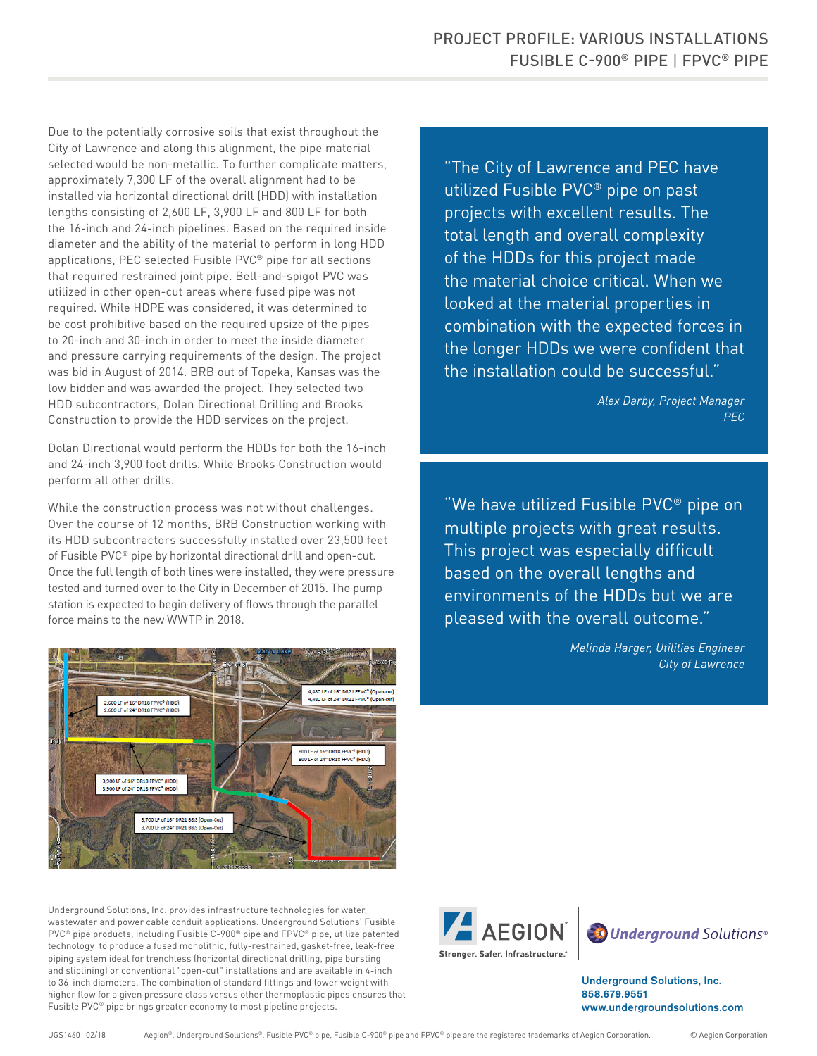# PROJECT PROFILE: VARIOUS INSTALLATIONS
## FUSIBLE C-900® PIPE | FPVC® PIPE

Due to the potentially corrosive soils that exist throughout the City of Lawrence and along this alignment, the pipe material selected would be non-metallic. To further complicate matters, approximately 7,300 LF of the overall alignment had to be installed via horizontal directional drill (HDD) with installation lengths consisting of 2,600 LF, 3,900 LF and 800 LF for both the 16-inch and 24-inch pipelines. Based on the required inside diameter and the ability of the material to perform in long HDD applications, PEC selected Fusible PVC® pipe for all sections that required restrained joint pipe. Bell-and-spigot PVC was utilized in other open-cut areas where fused pipe was not required. While HDPE was considered, it was determined to be cost prohibitive based on the required upsize of the pipes to 20-inch and 30-inch in order to meet the inside diameter and pressure carrying requirements of the design. The project was bid in August of 2014. BRB out of Topeka, Kansas was the low bidder and was awarded the project. They selected two HDD subcontractors, Dolan Directional Drilling and Brooks Construction to provide the HDD services on the project.

Dolan Directional would perform the HDDs for both the 16-inch and 24-inch 3,900 foot drills. While Brooks Construction would perform all other drills.

While the construction process was not without challenges. Over the course of 12 months, BRB Construction working with its HDD subcontractors successfully installed over 23,500 feet of Fusible PVC® pipe by horizontal directional drill and open-cut. Once the full length of both lines were installed, they were pressure tested and turned over to the City in December of 2015. The pump station is expected to begin delivery of flows through the parallel force mains to the new WWTP in 2018.

2,600 LF of 16" DR18 FPVC® (HDD)
2,600 LF of 24" DR18 FPVC® (HDD)

4,480 LF of 16" DR21 FPVC® (Open-cut)
4,480 LF of 24" DR21 FPVC® (Open-cut)

800 LF of 16" DR18 FPVC® (HDD)
800 LF of 24" DR18 FPVC® (HDD)

3,900 LF of 16" DR18 FPVC® (HDD)
3,900 LF of 24" DR18 FPVC® (HDD)

3,700 LF of 16" DR21 B&S (Open-Cut)
3,700 LF of 24" DR21 B&S (Open-Cut)

> "The City of Lawrence and PEC have utilized Fusible PVC® pipe on past projects with excellent results. The total length and overall complexity of the HDDs for this project made the material choice critical. When we looked at the material properties in combination with the expected forces in the longer HDDs we were confident that the installation could be successful."
>
> *Alex Darby, Project Manager*
> *PEC*

> "We have utilized Fusible PVC® pipe on multiple projects with great results. This project was especially difficult based on the overall lengths and environments of the HDDs but we are pleased with the overall outcome."
>
> *Melinda Harger, Utilities Engineer*
> *City of Lawrence*

Underground Solutions, Inc. provides infrastructure technologies for water, wastewater and power cable conduit applications. Underground Solutions' Fusible PVC® pipe products, including Fusible C-900® pipe and FPVC® pipe, utilize patented technology to produce a fused monolithic, fully-restrained, gasket-free, leak-free piping system ideal for trenchless (horizontal directional drilling, pipe bursting and sliplining) or conventional "open-cut" installations and are available in 4-inch to 36-inch diameters. The combination of standard fittings and lower weight with higher flow for a given pressure class versus other thermoplastic pipes ensures that Fusible PVC® pipe brings greater economy to most pipeline projects.

AEGION® Stronger. Safer. Infrastructure.®

Underground Solutions®

**Underground Solutions, Inc.**
858.679.9551
www.undergroundsolutions.com

UGS1460 02/18 Aegion®, Underground Solutions®, Fusible PVC® pipe, Fusible C-900® pipe and FPVC® pipe are the registered trademarks of Aegion Corporation. © Aegion Corporation